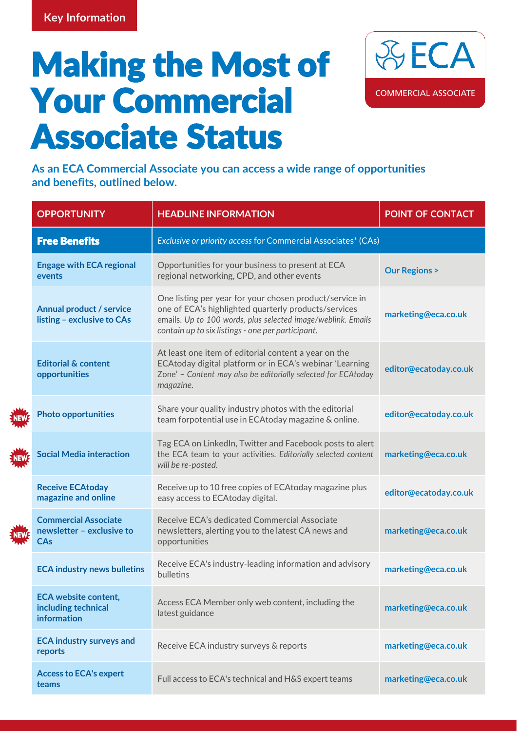**Key Information**

# Making the Most of Your Commercial Associate Status

ECA
COMMERCIAL ASSOCIATE

**As an ECA Commercial Associate you can access a wide range of opportunities and benefits, outlined below.**

| OPPORTUNITY | HEADLINE INFORMATION | POINT OF CONTACT |
| --- | --- | --- |
| **Free Benefits** | *Exclusive or priority access* for Commercial Associates* (CAs) | |
| **Engage with ECA regional events** | Opportunities for your business to present at ECA regional networking, CPD, and other events | **Our Regions >** |
| **Annual product / service listing – exclusive to CAs** | One listing per year for your chosen product/service in one of ECA's highlighted quarterly products/services emails. *Up to 100 words, plus selected image/weblink. Emails contain up to six listings - one per participant.* | **marketing@eca.co.uk** |
| **Editorial & content opportunities** | At least one item of editorial content a year on the ECAtoday digital platform or in ECA's webinar 'Learning Zone' – *Content may also be editorially selected for ECAtoday magazine.* | **editor@ecatoday.co.uk** |
| NEW **Photo opportunities** | Share your quality industry photos with the editorial team forpotential use in ECAtoday magazine & online. | **editor@ecatoday.co.uk** |
| NEW **Social Media interaction** | Tag ECA on LinkedIn, Twitter and Facebook posts to alert the ECA team to your activities. *Editorially selected content will be re-posted.* | **marketing@eca.co.uk** |
| **Receive ECAtoday magazine and online** | Receive up to 10 free copies of ECAtoday magazine plus easy access to ECAtoday digital. | **editor@ecatoday.co.uk** |
| NEW **Commercial Associate newsletter – exclusive to CAs** | Receive ECA's dedicated Commercial Associate newsletters, alerting you to the latest CA news and opportunities | **marketing@eca.co.uk** |
| **ECA industry news bulletins** | Receive ECA's industry-leading information and advisory bulletins | **marketing@eca.co.uk** |
| **ECA website content, including technical information** | Access ECA Member only web content, including the latest guidance | **marketing@eca.co.uk** |
| **ECA industry surveys and reports** | Receive ECA industry surveys & reports | **marketing@eca.co.uk** |
| **Access to ECA's expert teams** | Full access to ECA's technical and H&S expert teams | **marketing@eca.co.uk** |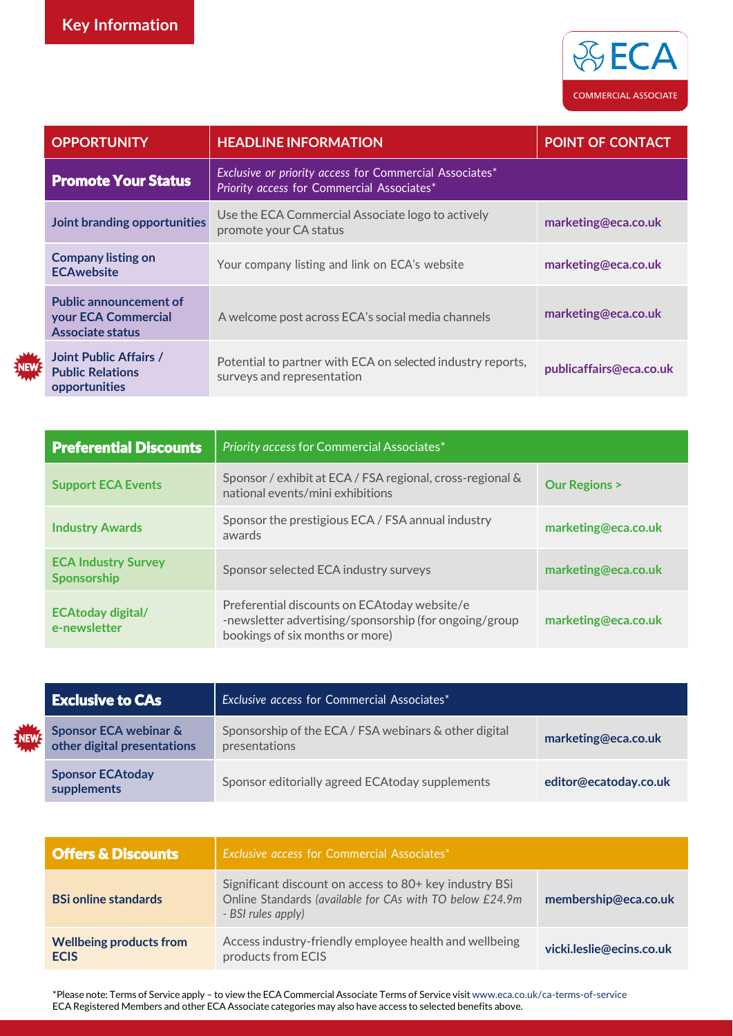## Key Information

ECA COMMERCIAL ASSOCIATE

| OPPORTUNITY | HEADLINE INFORMATION | POINT OF CONTACT |
|---|---|---|
| **Promote Your Status** | *Exclusive or priority access* for Commercial Associates* *Priority access* for Commercial Associates* | |
| **Joint branding opportunities** | Use the ECA Commercial Associate logo to actively promote your CA status | **marketing@eca.co.uk** |
| **Company listing on ECAwebsite** | Your company listing and link on ECA's website | **marketing@eca.co.uk** |
| **Public announcement of your ECA Commercial Associate status** | A welcome post across ECA's social media channels | **marketing@eca.co.uk** |
| NEW **Joint Public Affairs / Public Relations opportunities** | Potential to partner with ECA on selected industry reports, surveys and representation | **publicaffairs@eca.co.uk** |

| | | |
|---|---|---|
| **Preferential Discounts** | *Priority access* for Commercial Associates* | |
| **Support ECA Events** | Sponsor / exhibit at ECA / FSA regional, cross-regional & national events/mini exhibitions | **Our Regions >** |
| **Industry Awards** | Sponsor the prestigious ECA / FSA annual industry awards | **marketing@eca.co.uk** |
| **ECA Industry Survey Sponsorship** | Sponsor selected ECA industry surveys | **marketing@eca.co.uk** |
| **ECAtoday digital/ e-newsletter** | Preferential discounts on ECAtoday website/e -newsletter advertising/sponsorship (for ongoing/group bookings of six months or more) | **marketing@eca.co.uk** |

| | | |
|---|---|---|
| **Exclusive to CAs** | *Exclusive access* for Commercial Associates* | |
| NEW **Sponsor ECA webinar & other digital presentations** | Sponsorship of the ECA / FSA webinars & other digital presentations | **marketing@eca.co.uk** |
| **Sponsor ECAtoday supplements** | Sponsor editorially agreed ECAtoday supplements | **editor@ecatoday.co.uk** |

| | | |
|---|---|---|
| **Offers & Discounts** | *Exclusive access* for Commercial Associates* | |
| **BSi online standards** | Significant discount on access to 80+ key industry BSi Online Standards *(available for CAs with TO below £24.9m - BSI rules apply)* | **membership@eca.co.uk** |
| **Wellbeing products from ECIS** | Access industry-friendly employee health and wellbeing products from ECIS | **vicki.leslie@ecins.co.uk** |

*Please note: Terms of Service apply – to view the ECA Commercial Associate Terms of Service visit www.eca.co.uk/ca-terms-of-service
ECA Registered Members and other ECA Associate categories may also have access to selected benefits above.